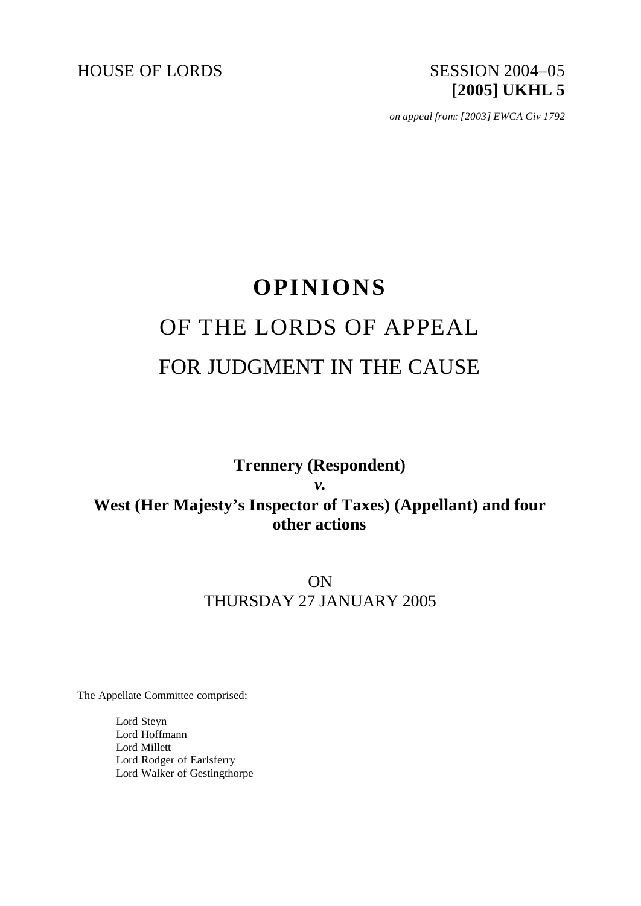HOUSE OF LORDS SESSION 2004–05

**[2005] UKHL 5**

*on appeal from: [2003] EWCA Civ 1792*

# OPINIONS

# OF THE LORDS OF APPEAL

# FOR JUDGMENT IN THE CAUSE

**Trennery (Respondent)**

***v.***

**West (Her Majesty's Inspector of Taxes) (Appellant) and four other actions**

ON
THURSDAY 27 JANUARY 2005

The Appellate Committee comprised:

Lord Steyn
Lord Hoffmann
Lord Millett
Lord Rodger of Earlsferry
Lord Walker of Gestingthorpe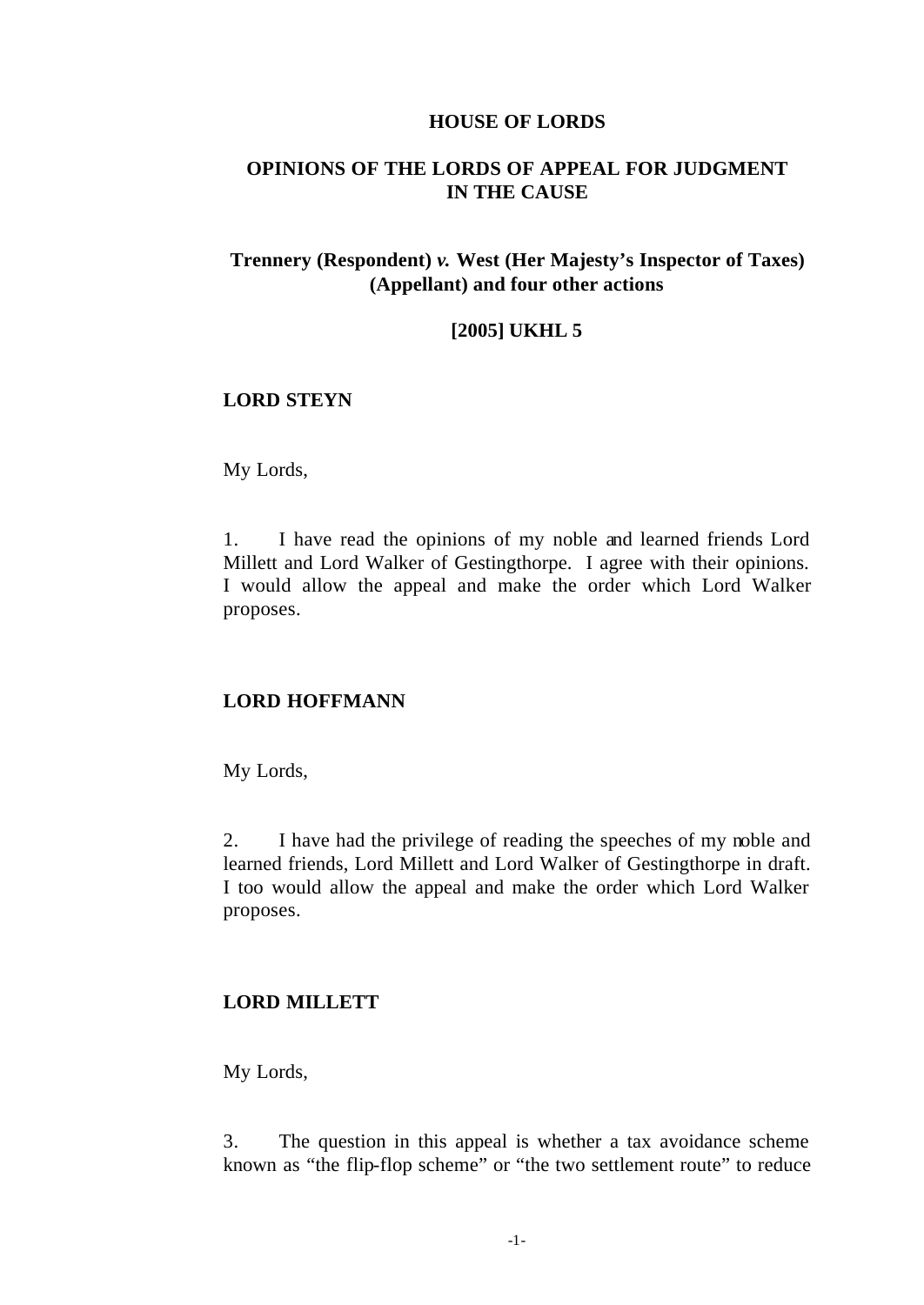**HOUSE OF LORDS**

**OPINIONS OF THE LORDS OF APPEAL FOR JUDGMENT IN THE CAUSE**

**Trennery (Respondent) *v.* West (Her Majesty's Inspector of Taxes) (Appellant) and four other actions**

**[2005] UKHL 5**

**LORD STEYN**

My Lords,

1. I have read the opinions of my noble and learned friends Lord Millett and Lord Walker of Gestingthorpe. I agree with their opinions. I would allow the appeal and make the order which Lord Walker proposes.

**LORD HOFFMANN**

My Lords,

2. I have had the privilege of reading the speeches of my noble and learned friends, Lord Millett and Lord Walker of Gestingthorpe in draft. I too would allow the appeal and make the order which Lord Walker proposes.

**LORD MILLETT**

My Lords,

3. The question in this appeal is whether a tax avoidance scheme known as "the flip-flop scheme" or "the two settlement route" to reduce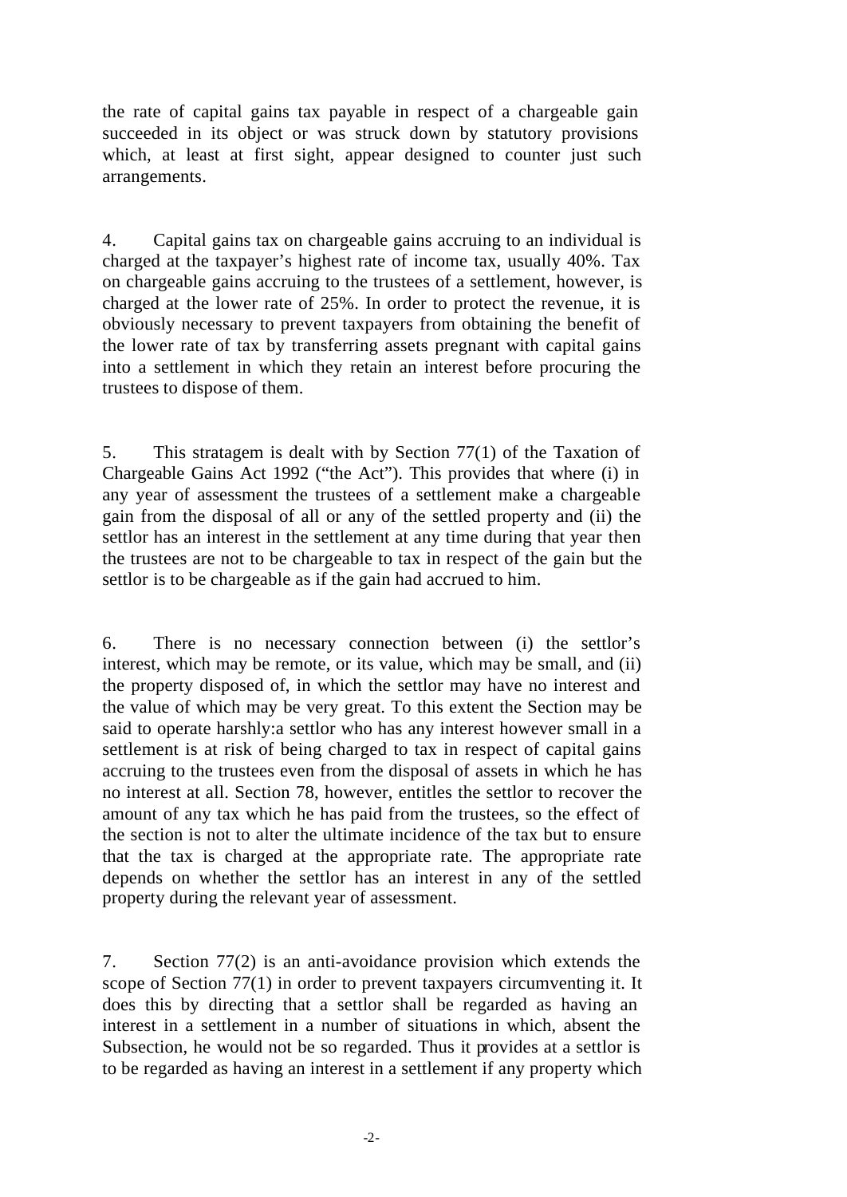the rate of capital gains tax payable in respect of a chargeable gain succeeded in its object or was struck down by statutory provisions which, at least at first sight, appear designed to counter just such arrangements.

4. Capital gains tax on chargeable gains accruing to an individual is charged at the taxpayer's highest rate of income tax, usually 40%. Tax on chargeable gains accruing to the trustees of a settlement, however, is charged at the lower rate of 25%. In order to protect the revenue, it is obviously necessary to prevent taxpayers from obtaining the benefit of the lower rate of tax by transferring assets pregnant with capital gains into a settlement in which they retain an interest before procuring the trustees to dispose of them.

5. This stratagem is dealt with by Section 77(1) of the Taxation of Chargeable Gains Act 1992 ("the Act"). This provides that where (i) in any year of assessment the trustees of a settlement make a chargeable gain from the disposal of all or any of the settled property and (ii) the settlor has an interest in the settlement at any time during that year then the trustees are not to be chargeable to tax in respect of the gain but the settlor is to be chargeable as if the gain had accrued to him.

6. There is no necessary connection between (i) the settlor's interest, which may be remote, or its value, which may be small, and (ii) the property disposed of, in which the settlor may have no interest and the value of which may be very great. To this extent the Section may be said to operate harshly:a settlor who has any interest however small in a settlement is at risk of being charged to tax in respect of capital gains accruing to the trustees even from the disposal of assets in which he has no interest at all. Section 78, however, entitles the settlor to recover the amount of any tax which he has paid from the trustees, so the effect of the section is not to alter the ultimate incidence of the tax but to ensure that the tax is charged at the appropriate rate. The appropriate rate depends on whether the settlor has an interest in any of the settled property during the relevant year of assessment.

7. Section 77(2) is an anti-avoidance provision which extends the scope of Section 77(1) in order to prevent taxpayers circumventing it. It does this by directing that a settlor shall be regarded as having an interest in a settlement in a number of situations in which, absent the Subsection, he would not be so regarded. Thus it provides at a settlor is to be regarded as having an interest in a settlement if any property which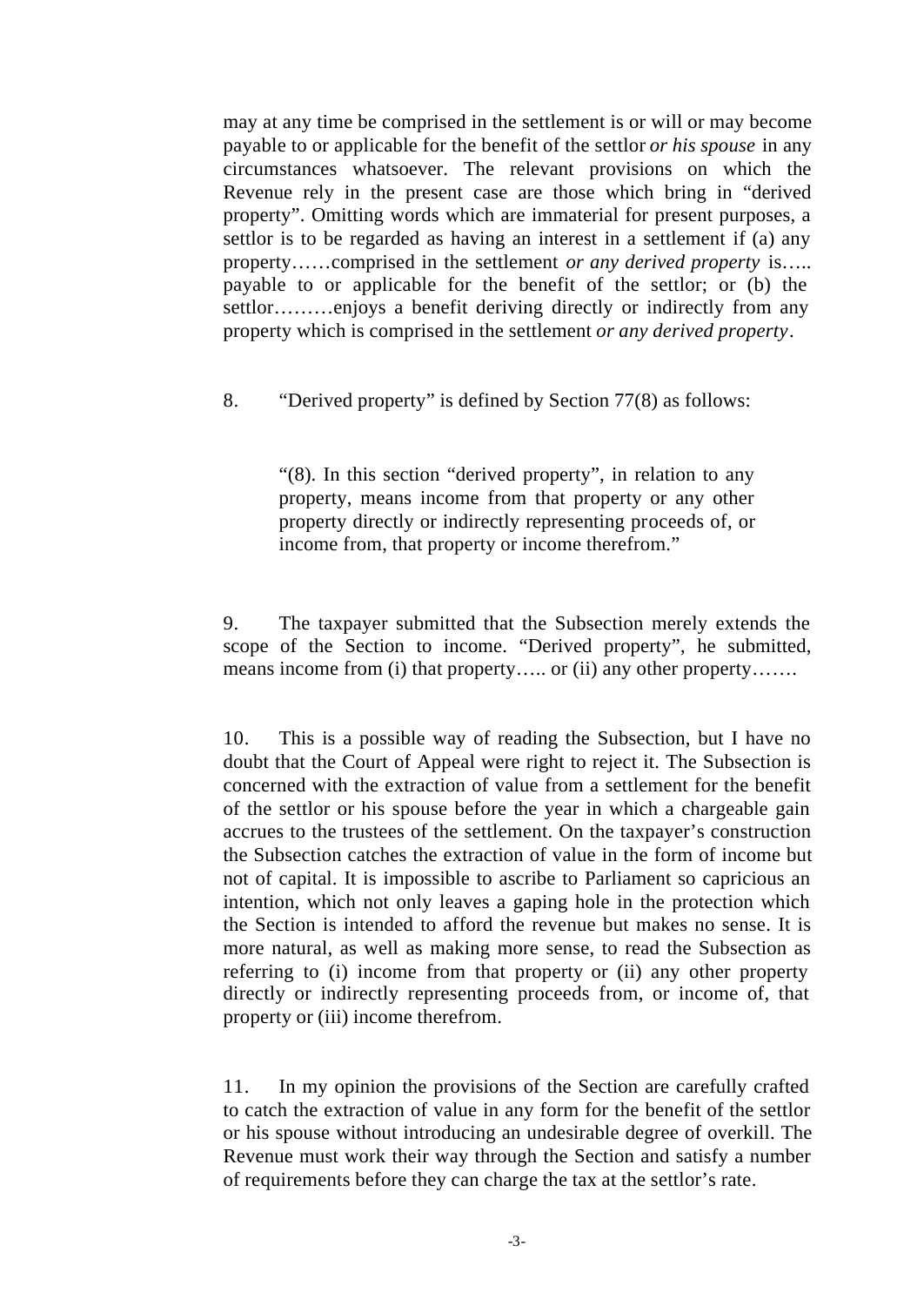may at any time be comprised in the settlement is or will or may become payable to or applicable for the benefit of the settlor *or his spouse* in any circumstances whatsoever. The relevant provisions on which the Revenue rely in the present case are those which bring in "derived property". Omitting words which are immaterial for present purposes, a settlor is to be regarded as having an interest in a settlement if (a) any property……comprised in the settlement *or any derived property* is….. payable to or applicable for the benefit of the settlor; or (b) the settlor………enjoys a benefit deriving directly or indirectly from any property which is comprised in the settlement *or any derived property*.

8. "Derived property" is defined by Section 77(8) as follows:

> "(8). In this section "derived property", in relation to any property, means income from that property or any other property directly or indirectly representing proceeds of, or income from, that property or income therefrom."

9. The taxpayer submitted that the Subsection merely extends the scope of the Section to income. "Derived property", he submitted, means income from (i) that property….. or (ii) any other property…….

10. This is a possible way of reading the Subsection, but I have no doubt that the Court of Appeal were right to reject it. The Subsection is concerned with the extraction of value from a settlement for the benefit of the settlor or his spouse before the year in which a chargeable gain accrues to the trustees of the settlement. On the taxpayer's construction the Subsection catches the extraction of value in the form of income but not of capital. It is impossible to ascribe to Parliament so capricious an intention, which not only leaves a gaping hole in the protection which the Section is intended to afford the revenue but makes no sense. It is more natural, as well as making more sense, to read the Subsection as referring to (i) income from that property or (ii) any other property directly or indirectly representing proceeds from, or income of, that property or (iii) income therefrom.

11. In my opinion the provisions of the Section are carefully crafted to catch the extraction of value in any form for the benefit of the settlor or his spouse without introducing an undesirable degree of overkill. The Revenue must work their way through the Section and satisfy a number of requirements before they can charge the tax at the settlor's rate.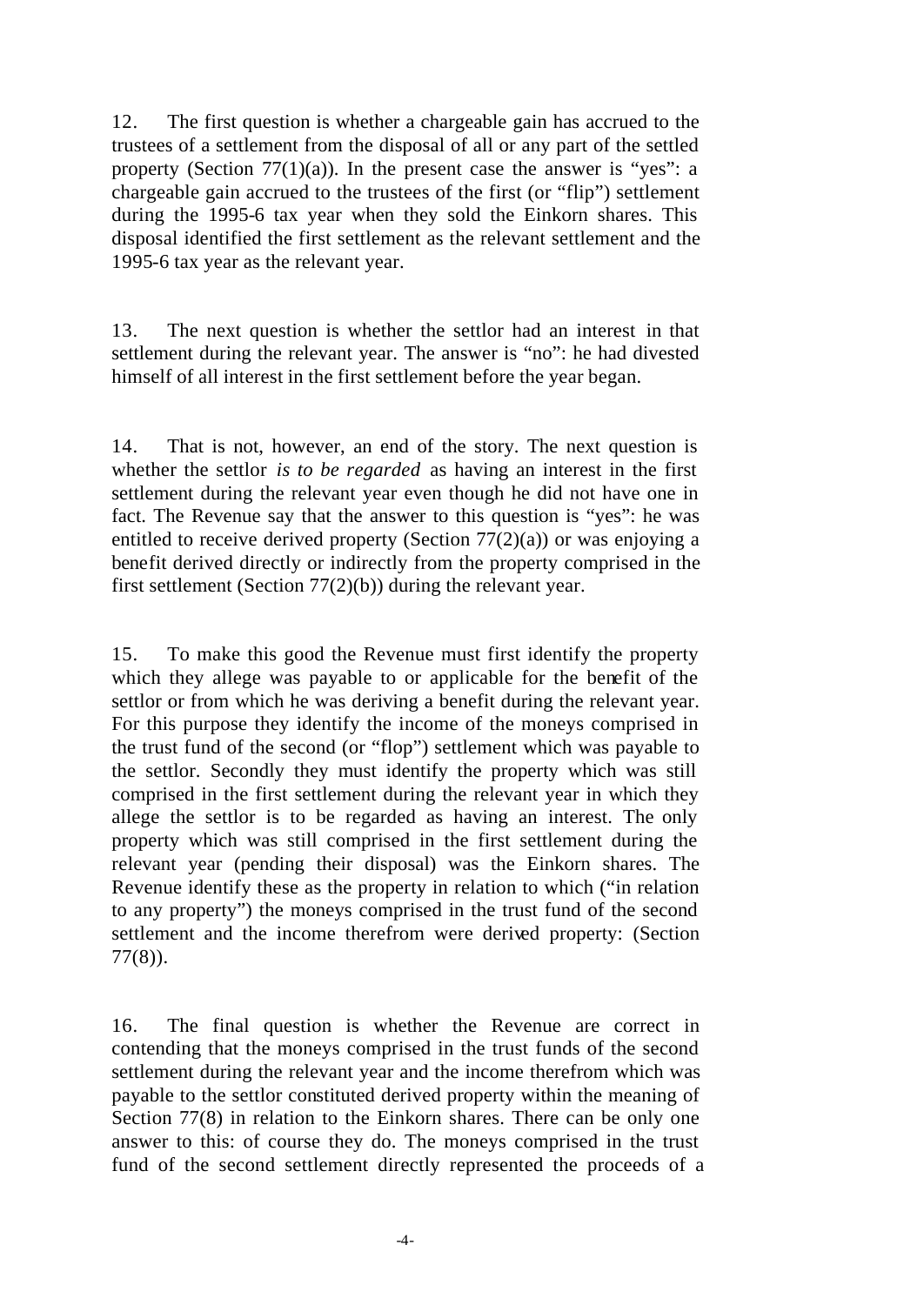12. The first question is whether a chargeable gain has accrued to the trustees of a settlement from the disposal of all or any part of the settled property (Section 77(1)(a)). In the present case the answer is "yes": a chargeable gain accrued to the trustees of the first (or "flip") settlement during the 1995-6 tax year when they sold the Einkorn shares. This disposal identified the first settlement as the relevant settlement and the 1995-6 tax year as the relevant year.

13. The next question is whether the settlor had an interest in that settlement during the relevant year. The answer is "no": he had divested himself of all interest in the first settlement before the year began.

14. That is not, however, an end of the story. The next question is whether the settlor *is to be regarded* as having an interest in the first settlement during the relevant year even though he did not have one in fact. The Revenue say that the answer to this question is "yes": he was entitled to receive derived property (Section 77(2)(a)) or was enjoying a benefit derived directly or indirectly from the property comprised in the first settlement (Section 77(2)(b)) during the relevant year.

15. To make this good the Revenue must first identify the property which they allege was payable to or applicable for the benefit of the settlor or from which he was deriving a benefit during the relevant year. For this purpose they identify the income of the moneys comprised in the trust fund of the second (or "flop") settlement which was payable to the settlor. Secondly they must identify the property which was still comprised in the first settlement during the relevant year in which they allege the settlor is to be regarded as having an interest. The only property which was still comprised in the first settlement during the relevant year (pending their disposal) was the Einkorn shares. The Revenue identify these as the property in relation to which ("in relation to any property") the moneys comprised in the trust fund of the second settlement and the income therefrom were derived property: (Section 77(8)).

16. The final question is whether the Revenue are correct in contending that the moneys comprised in the trust funds of the second settlement during the relevant year and the income therefrom which was payable to the settlor constituted derived property within the meaning of Section 77(8) in relation to the Einkorn shares. There can be only one answer to this: of course they do. The moneys comprised in the trust fund of the second settlement directly represented the proceeds of a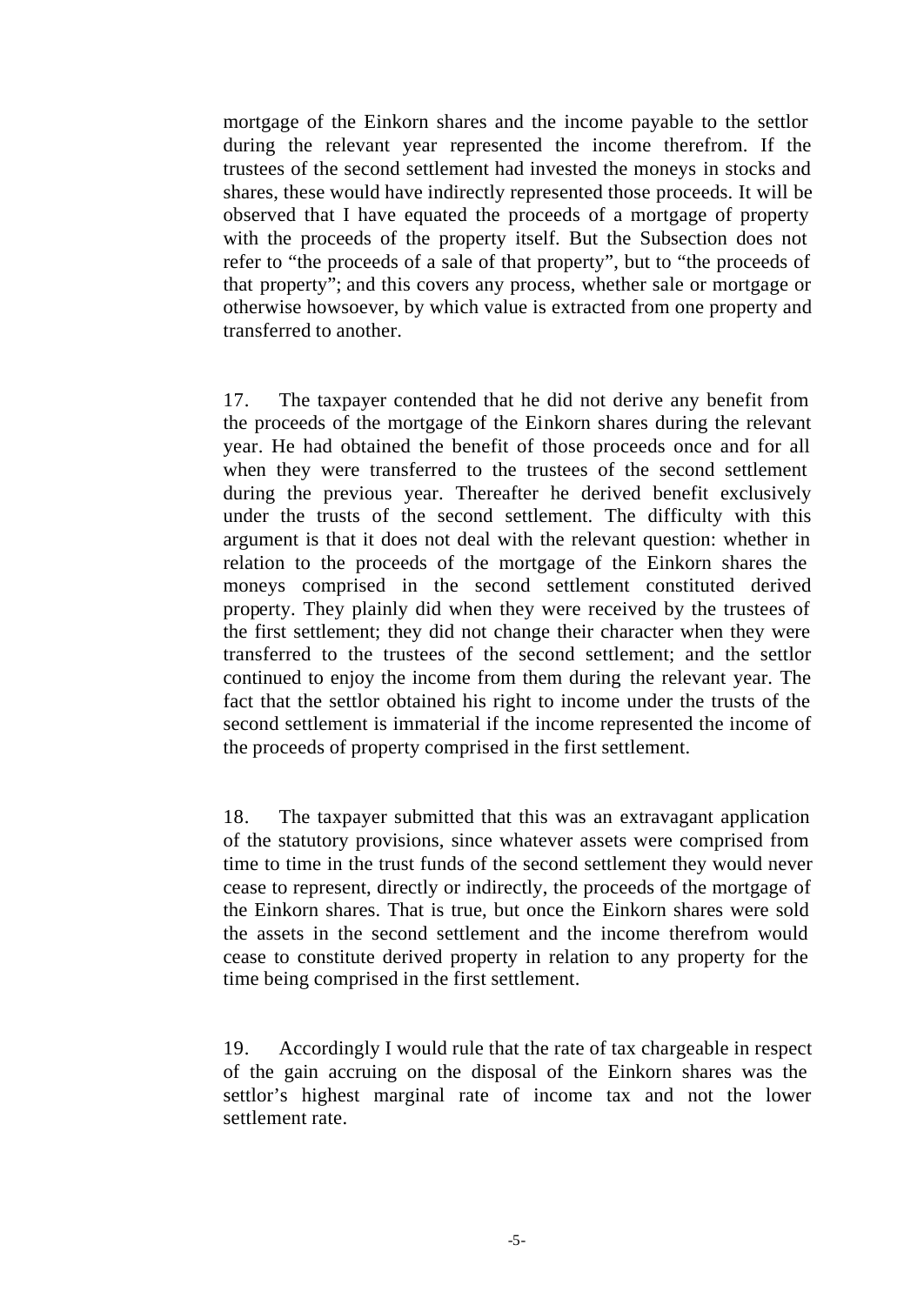mortgage of the Einkorn shares and the income payable to the settlor during the relevant year represented the income therefrom. If the trustees of the second settlement had invested the moneys in stocks and shares, these would have indirectly represented those proceeds. It will be observed that I have equated the proceeds of a mortgage of property with the proceeds of the property itself. But the Subsection does not refer to "the proceeds of a sale of that property", but to "the proceeds of that property"; and this covers any process, whether sale or mortgage or otherwise howsoever, by which value is extracted from one property and transferred to another.

17. The taxpayer contended that he did not derive any benefit from the proceeds of the mortgage of the Einkorn shares during the relevant year. He had obtained the benefit of those proceeds once and for all when they were transferred to the trustees of the second settlement during the previous year. Thereafter he derived benefit exclusively under the trusts of the second settlement. The difficulty with this argument is that it does not deal with the relevant question: whether in relation to the proceeds of the mortgage of the Einkorn shares the moneys comprised in the second settlement constituted derived property. They plainly did when they were received by the trustees of the first settlement; they did not change their character when they were transferred to the trustees of the second settlement; and the settlor continued to enjoy the income from them during the relevant year. The fact that the settlor obtained his right to income under the trusts of the second settlement is immaterial if the income represented the income of the proceeds of property comprised in the first settlement.

18. The taxpayer submitted that this was an extravagant application of the statutory provisions, since whatever assets were comprised from time to time in the trust funds of the second settlement they would never cease to represent, directly or indirectly, the proceeds of the mortgage of the Einkorn shares. That is true, but once the Einkorn shares were sold the assets in the second settlement and the income therefrom would cease to constitute derived property in relation to any property for the time being comprised in the first settlement.

19. Accordingly I would rule that the rate of tax chargeable in respect of the gain accruing on the disposal of the Einkorn shares was the settlor's highest marginal rate of income tax and not the lower settlement rate.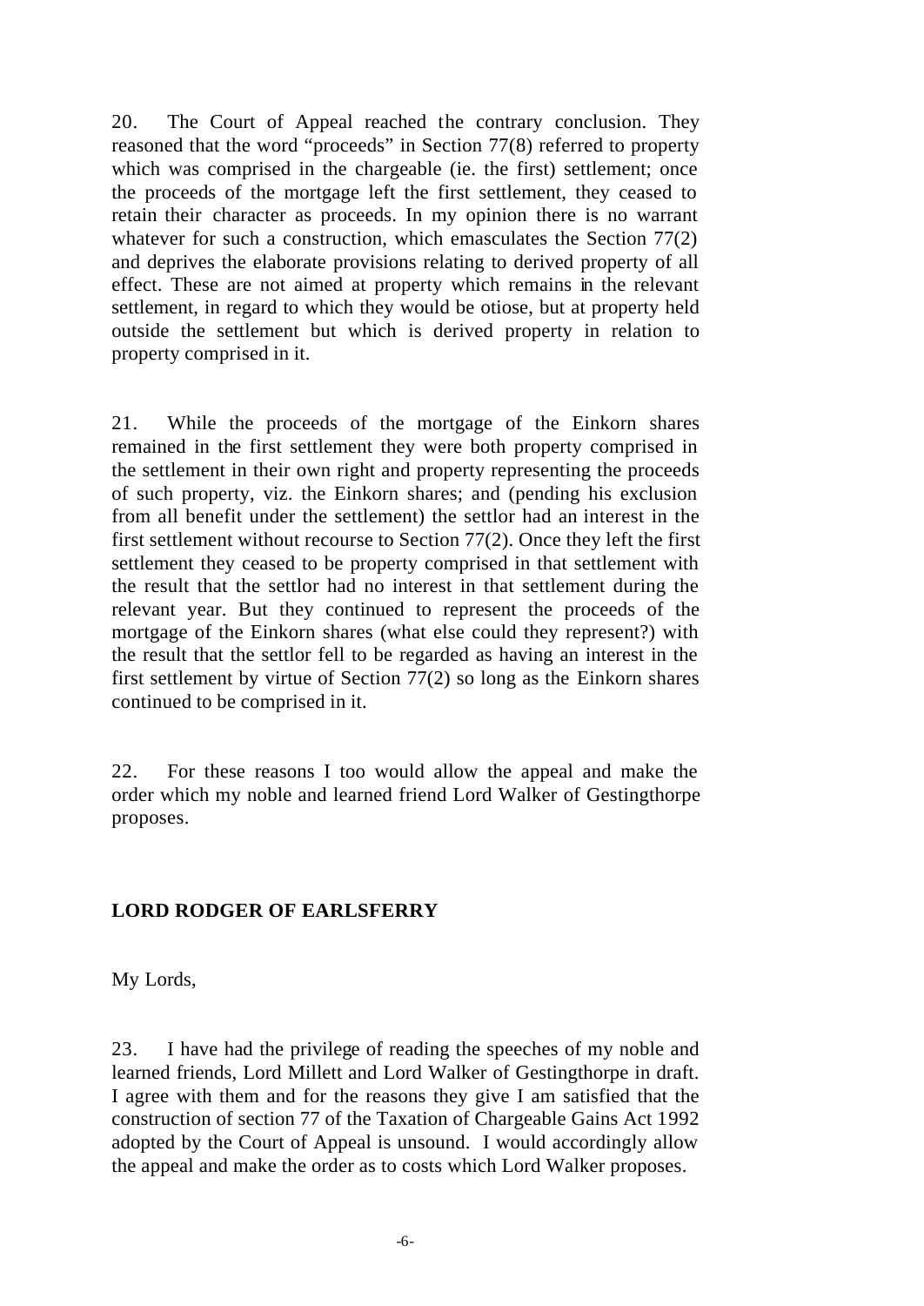20. The Court of Appeal reached the contrary conclusion. They reasoned that the word "proceeds" in Section 77(8) referred to property which was comprised in the chargeable (ie. the first) settlement; once the proceeds of the mortgage left the first settlement, they ceased to retain their character as proceeds. In my opinion there is no warrant whatever for such a construction, which emasculates the Section 77(2) and deprives the elaborate provisions relating to derived property of all effect. These are not aimed at property which remains in the relevant settlement, in regard to which they would be otiose, but at property held outside the settlement but which is derived property in relation to property comprised in it.

21. While the proceeds of the mortgage of the Einkorn shares remained in the first settlement they were both property comprised in the settlement in their own right and property representing the proceeds of such property, viz. the Einkorn shares; and (pending his exclusion from all benefit under the settlement) the settlor had an interest in the first settlement without recourse to Section 77(2). Once they left the first settlement they ceased to be property comprised in that settlement with the result that the settlor had no interest in that settlement during the relevant year. But they continued to represent the proceeds of the mortgage of the Einkorn shares (what else could they represent?) with the result that the settlor fell to be regarded as having an interest in the first settlement by virtue of Section 77(2) so long as the Einkorn shares continued to be comprised in it.

22. For these reasons I too would allow the appeal and make the order which my noble and learned friend Lord Walker of Gestingthorpe proposes.

## LORD RODGER OF EARLSFERRY

My Lords,

23. I have had the privilege of reading the speeches of my noble and learned friends, Lord Millett and Lord Walker of Gestingthorpe in draft. I agree with them and for the reasons they give I am satisfied that the construction of section 77 of the Taxation of Chargeable Gains Act 1992 adopted by the Court of Appeal is unsound. I would accordingly allow the appeal and make the order as to costs which Lord Walker proposes.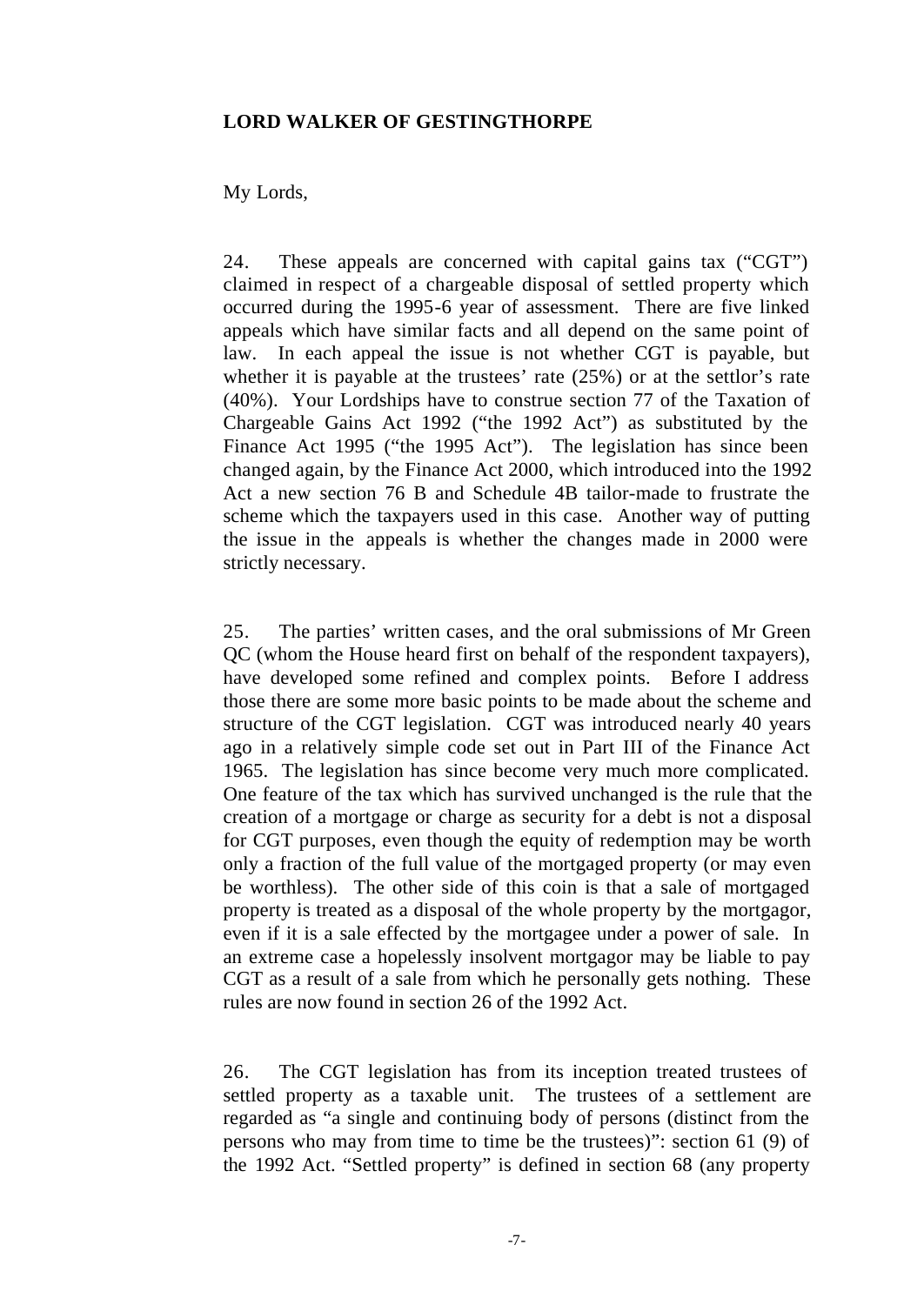**LORD WALKER OF GESTINGTHORPE**

My Lords,

24. These appeals are concerned with capital gains tax ("CGT") claimed in respect of a chargeable disposal of settled property which occurred during the 1995-6 year of assessment. There are five linked appeals which have similar facts and all depend on the same point of law. In each appeal the issue is not whether CGT is payable, but whether it is payable at the trustees' rate (25%) or at the settlor's rate (40%). Your Lordships have to construe section 77 of the Taxation of Chargeable Gains Act 1992 ("the 1992 Act") as substituted by the Finance Act 1995 ("the 1995 Act"). The legislation has since been changed again, by the Finance Act 2000, which introduced into the 1992 Act a new section 76 B and Schedule 4B tailor-made to frustrate the scheme which the taxpayers used in this case. Another way of putting the issue in the appeals is whether the changes made in 2000 were strictly necessary.

25. The parties' written cases, and the oral submissions of Mr Green QC (whom the House heard first on behalf of the respondent taxpayers), have developed some refined and complex points. Before I address those there are some more basic points to be made about the scheme and structure of the CGT legislation. CGT was introduced nearly 40 years ago in a relatively simple code set out in Part III of the Finance Act 1965. The legislation has since become very much more complicated. One feature of the tax which has survived unchanged is the rule that the creation of a mortgage or charge as security for a debt is not a disposal for CGT purposes, even though the equity of redemption may be worth only a fraction of the full value of the mortgaged property (or may even be worthless). The other side of this coin is that a sale of mortgaged property is treated as a disposal of the whole property by the mortgagor, even if it is a sale effected by the mortgagee under a power of sale. In an extreme case a hopelessly insolvent mortgagor may be liable to pay CGT as a result of a sale from which he personally gets nothing. These rules are now found in section 26 of the 1992 Act.

26. The CGT legislation has from its inception treated trustees of settled property as a taxable unit. The trustees of a settlement are regarded as "a single and continuing body of persons (distinct from the persons who may from time to time be the trustees)": section 61 (9) of the 1992 Act. "Settled property" is defined in section 68 (any property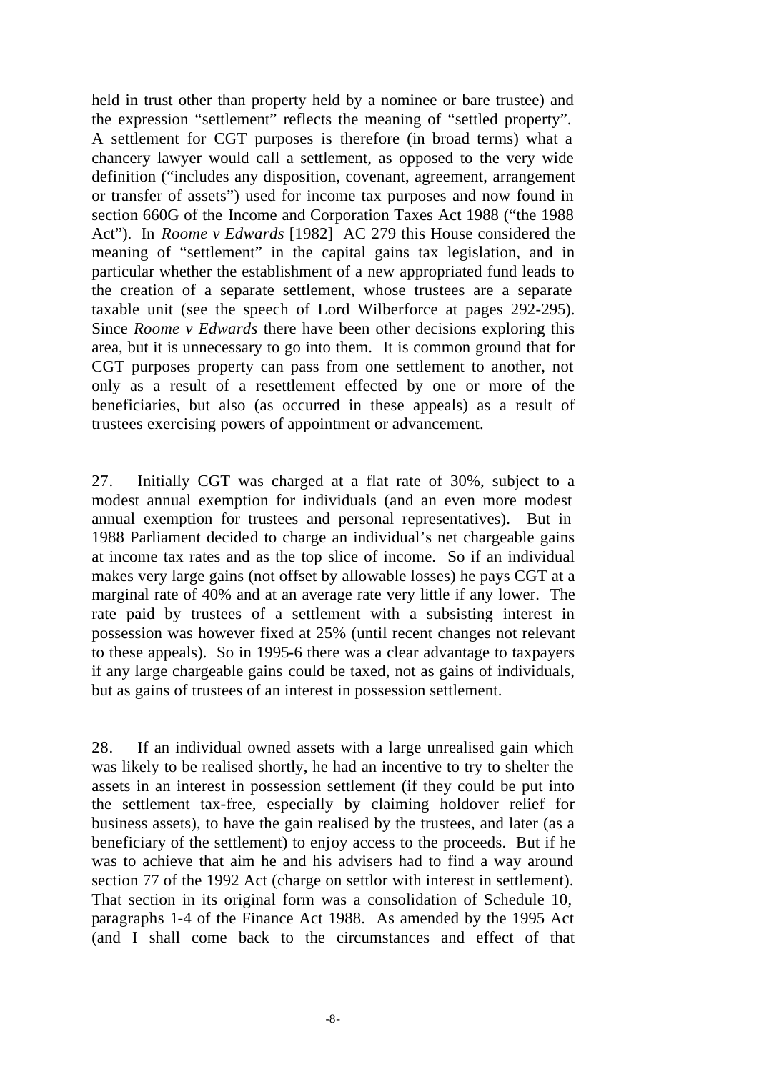held in trust other than property held by a nominee or bare trustee) and the expression "settlement" reflects the meaning of "settled property". A settlement for CGT purposes is therefore (in broad terms) what a chancery lawyer would call a settlement, as opposed to the very wide definition ("includes any disposition, covenant, agreement, arrangement or transfer of assets") used for income tax purposes and now found in section 660G of the Income and Corporation Taxes Act 1988 ("the 1988 Act"). In *Roome v Edwards* [1982] AC 279 this House considered the meaning of "settlement" in the capital gains tax legislation, and in particular whether the establishment of a new appropriated fund leads to the creation of a separate settlement, whose trustees are a separate taxable unit (see the speech of Lord Wilberforce at pages 292-295). Since *Roome v Edwards* there have been other decisions exploring this area, but it is unnecessary to go into them. It is common ground that for CGT purposes property can pass from one settlement to another, not only as a result of a resettlement effected by one or more of the beneficiaries, but also (as occurred in these appeals) as a result of trustees exercising powers of appointment or advancement.

27. Initially CGT was charged at a flat rate of 30%, subject to a modest annual exemption for individuals (and an even more modest annual exemption for trustees and personal representatives). But in 1988 Parliament decided to charge an individual's net chargeable gains at income tax rates and as the top slice of income. So if an individual makes very large gains (not offset by allowable losses) he pays CGT at a marginal rate of 40% and at an average rate very little if any lower. The rate paid by trustees of a settlement with a subsisting interest in possession was however fixed at 25% (until recent changes not relevant to these appeals). So in 1995-6 there was a clear advantage to taxpayers if any large chargeable gains could be taxed, not as gains of individuals, but as gains of trustees of an interest in possession settlement.

28. If an individual owned assets with a large unrealised gain which was likely to be realised shortly, he had an incentive to try to shelter the assets in an interest in possession settlement (if they could be put into the settlement tax-free, especially by claiming holdover relief for business assets), to have the gain realised by the trustees, and later (as a beneficiary of the settlement) to enjoy access to the proceeds. But if he was to achieve that aim he and his advisers had to find a way around section 77 of the 1992 Act (charge on settlor with interest in settlement). That section in its original form was a consolidation of Schedule 10, paragraphs 1-4 of the Finance Act 1988. As amended by the 1995 Act (and I shall come back to the circumstances and effect of that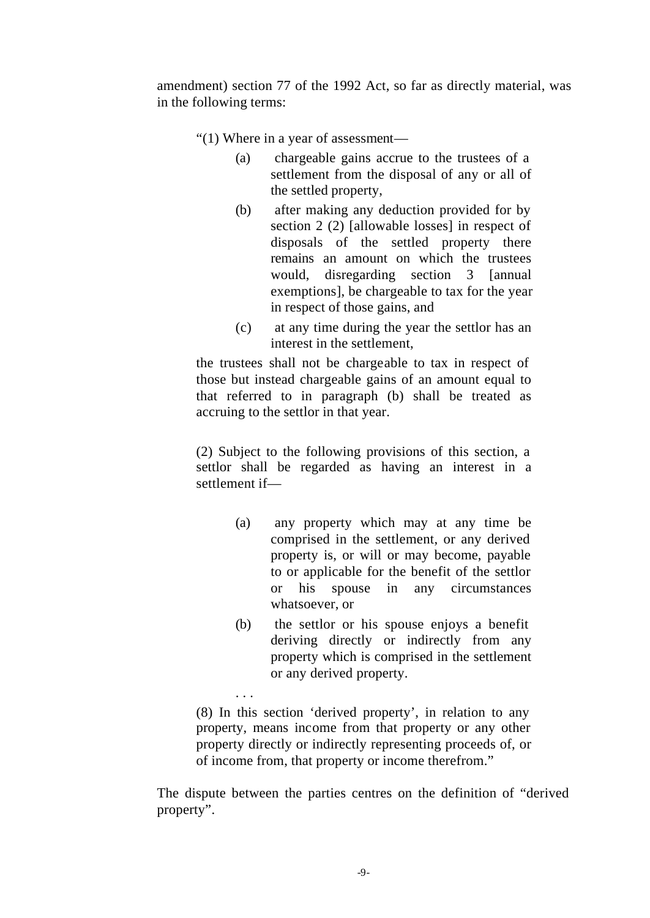amendment) section 77 of the 1992 Act, so far as directly material, was in the following terms:

> "(1) Where in a year of assessment—
>
> (a) chargeable gains accrue to the trustees of a settlement from the disposal of any or all of the settled property,
>
> (b) after making any deduction provided for by section 2 (2) [allowable losses] in respect of disposals of the settled property there remains an amount on which the trustees would, disregarding section 3 [annual exemptions], be chargeable to tax for the year in respect of those gains, and
>
> (c) at any time during the year the settlor has an interest in the settlement,
>
> the trustees shall not be chargeable to tax in respect of those but instead chargeable gains of an amount equal to that referred to in paragraph (b) shall be treated as accruing to the settlor in that year.
>
> (2) Subject to the following provisions of this section, a settlor shall be regarded as having an interest in a settlement if—
>
> (a) any property which may at any time be comprised in the settlement, or any derived property is, or will or may become, payable to or applicable for the benefit of the settlor or his spouse in any circumstances whatsoever, or
>
> (b) the settlor or his spouse enjoys a benefit deriving directly or indirectly from any property which is comprised in the settlement or any derived property.
>
> . . .
>
> (8) In this section 'derived property', in relation to any property, means income from that property or any other property directly or indirectly representing proceeds of, or of income from, that property or income therefrom."

The dispute between the parties centres on the definition of "derived property".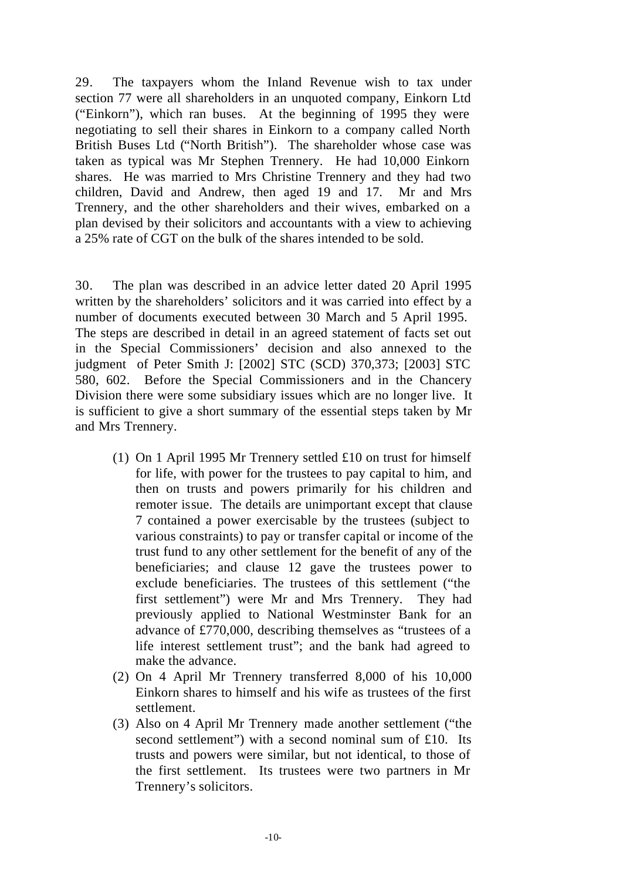29. The taxpayers whom the Inland Revenue wish to tax under section 77 were all shareholders in an unquoted company, Einkorn Ltd ("Einkorn"), which ran buses. At the beginning of 1995 they were negotiating to sell their shares in Einkorn to a company called North British Buses Ltd ("North British"). The shareholder whose case was taken as typical was Mr Stephen Trennery. He had 10,000 Einkorn shares. He was married to Mrs Christine Trennery and they had two children, David and Andrew, then aged 19 and 17. Mr and Mrs Trennery, and the other shareholders and their wives, embarked on a plan devised by their solicitors and accountants with a view to achieving a 25% rate of CGT on the bulk of the shares intended to be sold.

30. The plan was described in an advice letter dated 20 April 1995 written by the shareholders' solicitors and it was carried into effect by a number of documents executed between 30 March and 5 April 1995. The steps are described in detail in an agreed statement of facts set out in the Special Commissioners' decision and also annexed to the judgment of Peter Smith J: [2002] STC (SCD) 370,373; [2003] STC 580, 602. Before the Special Commissioners and in the Chancery Division there were some subsidiary issues which are no longer live. It is sufficient to give a short summary of the essential steps taken by Mr and Mrs Trennery.

(1) On 1 April 1995 Mr Trennery settled £10 on trust for himself for life, with power for the trustees to pay capital to him, and then on trusts and powers primarily for his children and remoter issue. The details are unimportant except that clause 7 contained a power exercisable by the trustees (subject to various constraints) to pay or transfer capital or income of the trust fund to any other settlement for the benefit of any of the beneficiaries; and clause 12 gave the trustees power to exclude beneficiaries. The trustees of this settlement ("the first settlement") were Mr and Mrs Trennery. They had previously applied to National Westminster Bank for an advance of £770,000, describing themselves as "trustees of a life interest settlement trust"; and the bank had agreed to make the advance.

(2) On 4 April Mr Trennery transferred 8,000 of his 10,000 Einkorn shares to himself and his wife as trustees of the first settlement.

(3) Also on 4 April Mr Trennery made another settlement ("the second settlement") with a second nominal sum of £10. Its trusts and powers were similar, but not identical, to those of the first settlement. Its trustees were two partners in Mr Trennery's solicitors.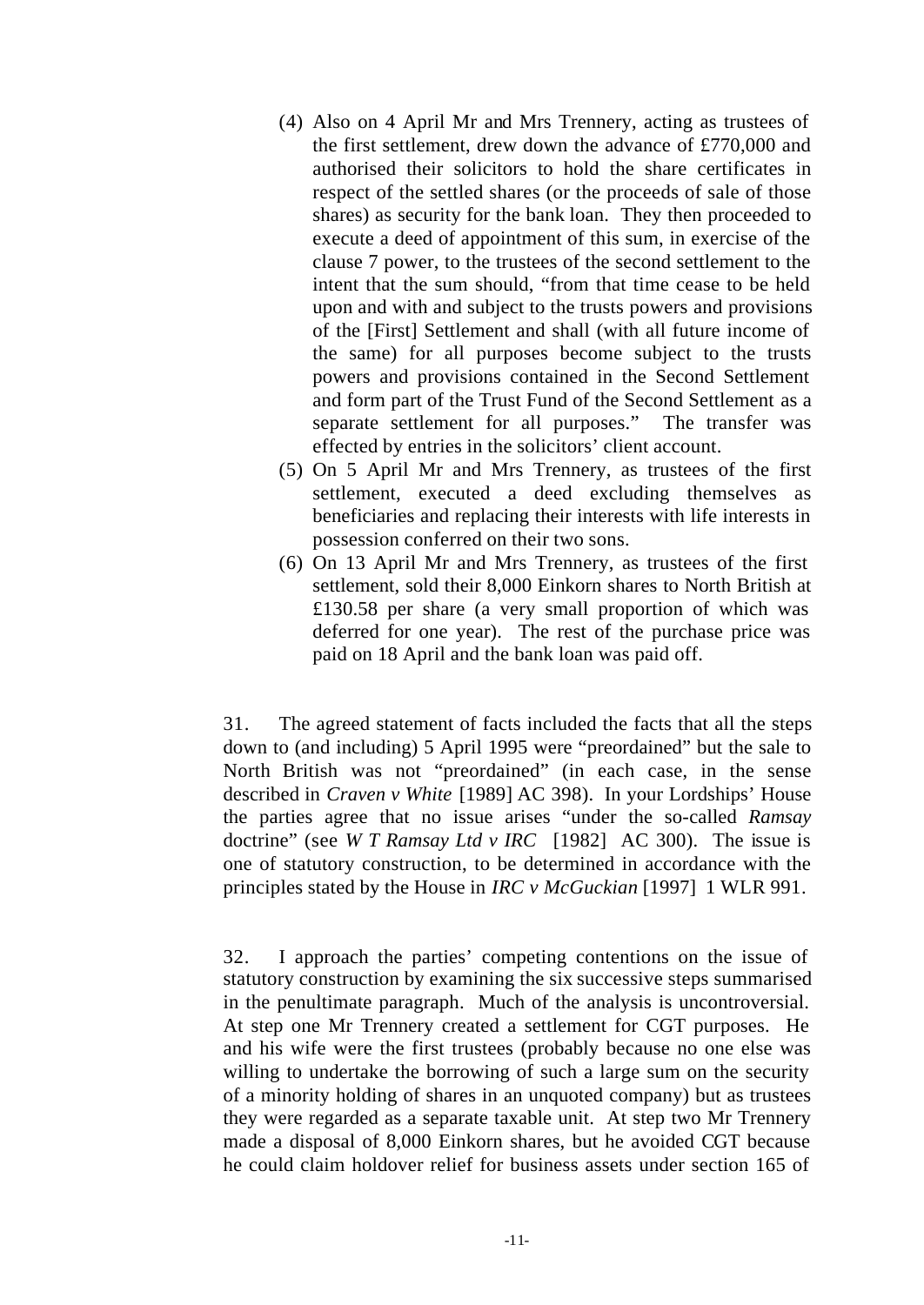(4) Also on 4 April Mr and Mrs Trennery, acting as trustees of the first settlement, drew down the advance of £770,000 and authorised their solicitors to hold the share certificates in respect of the settled shares (or the proceeds of sale of those shares) as security for the bank loan. They then proceeded to execute a deed of appointment of this sum, in exercise of the clause 7 power, to the trustees of the second settlement to the intent that the sum should, "from that time cease to be held upon and with and subject to the trusts powers and provisions of the [First] Settlement and shall (with all future income of the same) for all purposes become subject to the trusts powers and provisions contained in the Second Settlement and form part of the Trust Fund of the Second Settlement as a separate settlement for all purposes." The transfer was effected by entries in the solicitors' client account.

(5) On 5 April Mr and Mrs Trennery, as trustees of the first settlement, executed a deed excluding themselves as beneficiaries and replacing their interests with life interests in possession conferred on their two sons.

(6) On 13 April Mr and Mrs Trennery, as trustees of the first settlement, sold their 8,000 Einkorn shares to North British at £130.58 per share (a very small proportion of which was deferred for one year). The rest of the purchase price was paid on 18 April and the bank loan was paid off.

31. The agreed statement of facts included the facts that all the steps down to (and including) 5 April 1995 were "preordained" but the sale to North British was not "preordained" (in each case, in the sense described in *Craven v White* [1989] AC 398). In your Lordships' House the parties agree that no issue arises "under the so-called *Ramsay* doctrine" (see *W T Ramsay Ltd v IRC* [1982] AC 300). The issue is one of statutory construction, to be determined in accordance with the principles stated by the House in *IRC v McGuckian* [1997] 1 WLR 991.

32. I approach the parties' competing contentions on the issue of statutory construction by examining the six successive steps summarised in the penultimate paragraph. Much of the analysis is uncontroversial. At step one Mr Trennery created a settlement for CGT purposes. He and his wife were the first trustees (probably because no one else was willing to undertake the borrowing of such a large sum on the security of a minority holding of shares in an unquoted company) but as trustees they were regarded as a separate taxable unit. At step two Mr Trennery made a disposal of 8,000 Einkorn shares, but he avoided CGT because he could claim holdover relief for business assets under section 165 of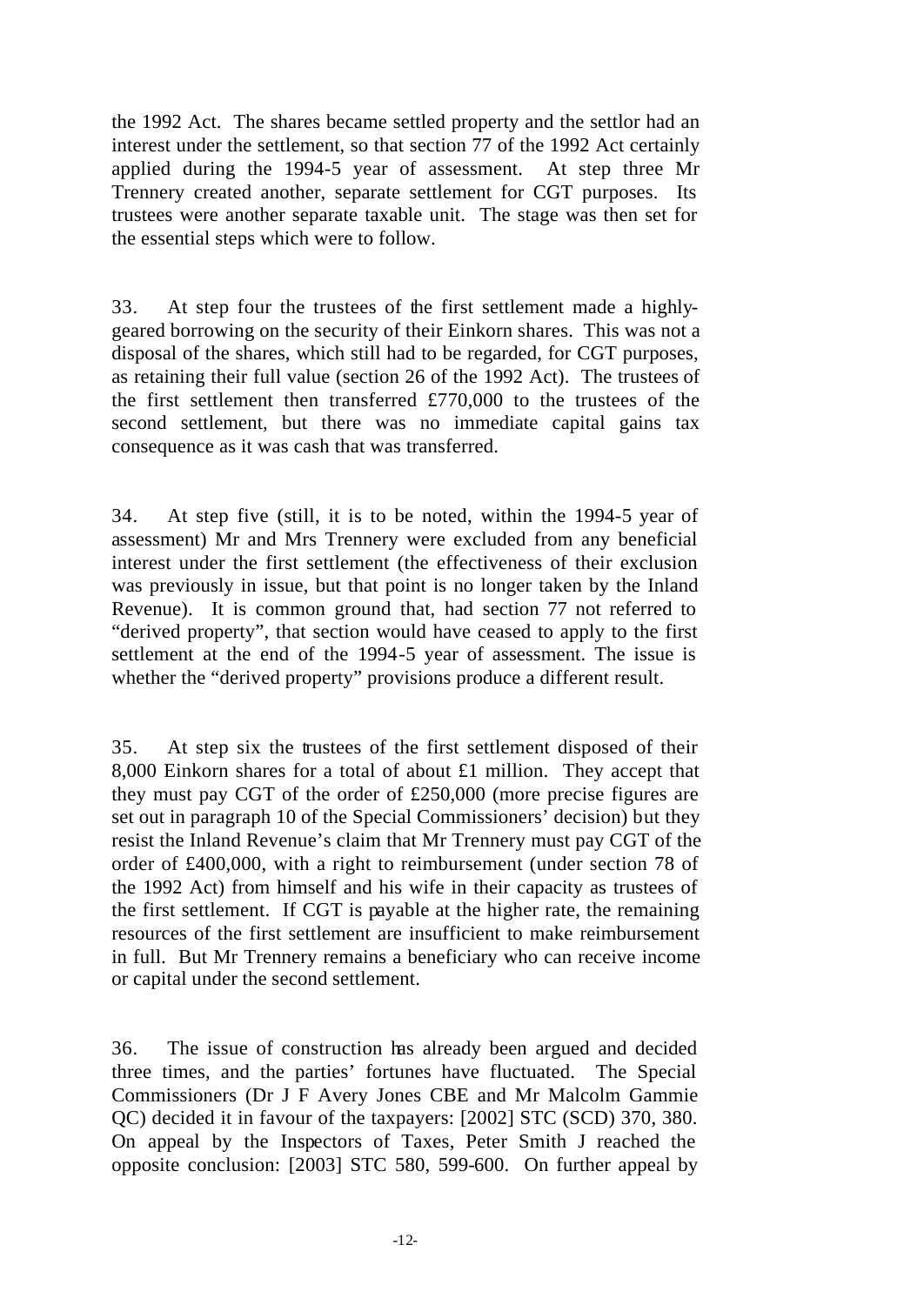the 1992 Act. The shares became settled property and the settlor had an interest under the settlement, so that section 77 of the 1992 Act certainly applied during the 1994-5 year of assessment. At step three Mr Trennery created another, separate settlement for CGT purposes. Its trustees were another separate taxable unit. The stage was then set for the essential steps which were to follow.

33. At step four the trustees of the first settlement made a highly-geared borrowing on the security of their Einkorn shares. This was not a disposal of the shares, which still had to be regarded, for CGT purposes, as retaining their full value (section 26 of the 1992 Act). The trustees of the first settlement then transferred £770,000 to the trustees of the second settlement, but there was no immediate capital gains tax consequence as it was cash that was transferred.

34. At step five (still, it is to be noted, within the 1994-5 year of assessment) Mr and Mrs Trennery were excluded from any beneficial interest under the first settlement (the effectiveness of their exclusion was previously in issue, but that point is no longer taken by the Inland Revenue). It is common ground that, had section 77 not referred to "derived property", that section would have ceased to apply to the first settlement at the end of the 1994-5 year of assessment. The issue is whether the "derived property" provisions produce a different result.

35. At step six the trustees of the first settlement disposed of their 8,000 Einkorn shares for a total of about £1 million. They accept that they must pay CGT of the order of £250,000 (more precise figures are set out in paragraph 10 of the Special Commissioners' decision) but they resist the Inland Revenue's claim that Mr Trennery must pay CGT of the order of £400,000, with a right to reimbursement (under section 78 of the 1992 Act) from himself and his wife in their capacity as trustees of the first settlement. If CGT is payable at the higher rate, the remaining resources of the first settlement are insufficient to make reimbursement in full. But Mr Trennery remains a beneficiary who can receive income or capital under the second settlement.

36. The issue of construction has already been argued and decided three times, and the parties' fortunes have fluctuated. The Special Commissioners (Dr J F Avery Jones CBE and Mr Malcolm Gammie QC) decided it in favour of the taxpayers: [2002] STC (SCD) 370, 380. On appeal by the Inspectors of Taxes, Peter Smith J reached the opposite conclusion: [2003] STC 580, 599-600. On further appeal by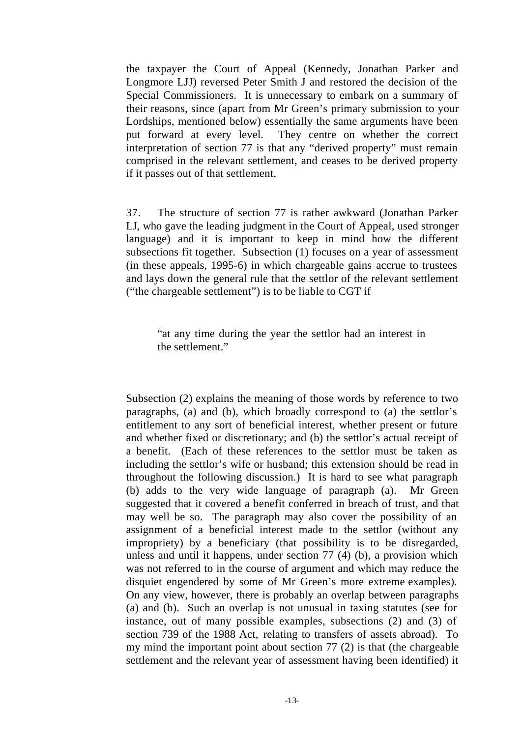the taxpayer the Court of Appeal (Kennedy, Jonathan Parker and Longmore LJJ) reversed Peter Smith J and restored the decision of the Special Commissioners. It is unnecessary to embark on a summary of their reasons, since (apart from Mr Green's primary submission to your Lordships, mentioned below) essentially the same arguments have been put forward at every level. They centre on whether the correct interpretation of section 77 is that any "derived property" must remain comprised in the relevant settlement, and ceases to be derived property if it passes out of that settlement.

37. The structure of section 77 is rather awkward (Jonathan Parker LJ, who gave the leading judgment in the Court of Appeal, used stronger language) and it is important to keep in mind how the different subsections fit together. Subsection (1) focuses on a year of assessment (in these appeals, 1995-6) in which chargeable gains accrue to trustees and lays down the general rule that the settlor of the relevant settlement ("the chargeable settlement") is to be liable to CGT if

> "at any time during the year the settlor had an interest in the settlement."

Subsection (2) explains the meaning of those words by reference to two paragraphs, (a) and (b), which broadly correspond to (a) the settlor's entitlement to any sort of beneficial interest, whether present or future and whether fixed or discretionary; and (b) the settlor's actual receipt of a benefit. (Each of these references to the settlor must be taken as including the settlor's wife or husband; this extension should be read in throughout the following discussion.) It is hard to see what paragraph (b) adds to the very wide language of paragraph (a). Mr Green suggested that it covered a benefit conferred in breach of trust, and that may well be so. The paragraph may also cover the possibility of an assignment of a beneficial interest made to the settlor (without any impropriety) by a beneficiary (that possibility is to be disregarded, unless and until it happens, under section 77 (4) (b), a provision which was not referred to in the course of argument and which may reduce the disquiet engendered by some of Mr Green's more extreme examples). On any view, however, there is probably an overlap between paragraphs (a) and (b). Such an overlap is not unusual in taxing statutes (see for instance, out of many possible examples, subsections (2) and (3) of section 739 of the 1988 Act, relating to transfers of assets abroad). To my mind the important point about section 77 (2) is that (the chargeable settlement and the relevant year of assessment having been identified) it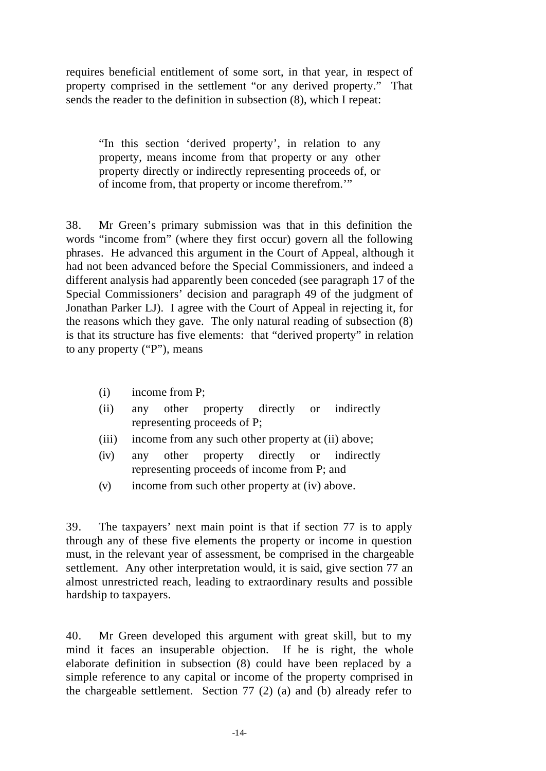requires beneficial entitlement of some sort, in that year, in respect of property comprised in the settlement "or any derived property." That sends the reader to the definition in subsection (8), which I repeat:

> "In this section 'derived property', in relation to any property, means income from that property or any other property directly or indirectly representing proceeds of, or of income from, that property or income therefrom.'"

38. Mr Green's primary submission was that in this definition the words "income from" (where they first occur) govern all the following phrases. He advanced this argument in the Court of Appeal, although it had not been advanced before the Special Commissioners, and indeed a different analysis had apparently been conceded (see paragraph 17 of the Special Commissioners' decision and paragraph 49 of the judgment of Jonathan Parker LJ). I agree with the Court of Appeal in rejecting it, for the reasons which they gave. The only natural reading of subsection (8) is that its structure has five elements: that "derived property" in relation to any property ("P"), means

- (i) income from P;
- (ii) any other property directly or indirectly representing proceeds of P;
- (iii) income from any such other property at (ii) above;
- (iv) any other property directly or indirectly representing proceeds of income from P; and
- (v) income from such other property at (iv) above.

39. The taxpayers' next main point is that if section 77 is to apply through any of these five elements the property or income in question must, in the relevant year of assessment, be comprised in the chargeable settlement. Any other interpretation would, it is said, give section 77 an almost unrestricted reach, leading to extraordinary results and possible hardship to taxpayers.

40. Mr Green developed this argument with great skill, but to my mind it faces an insuperable objection. If he is right, the whole elaborate definition in subsection (8) could have been replaced by a simple reference to any capital or income of the property comprised in the chargeable settlement. Section 77 (2) (a) and (b) already refer to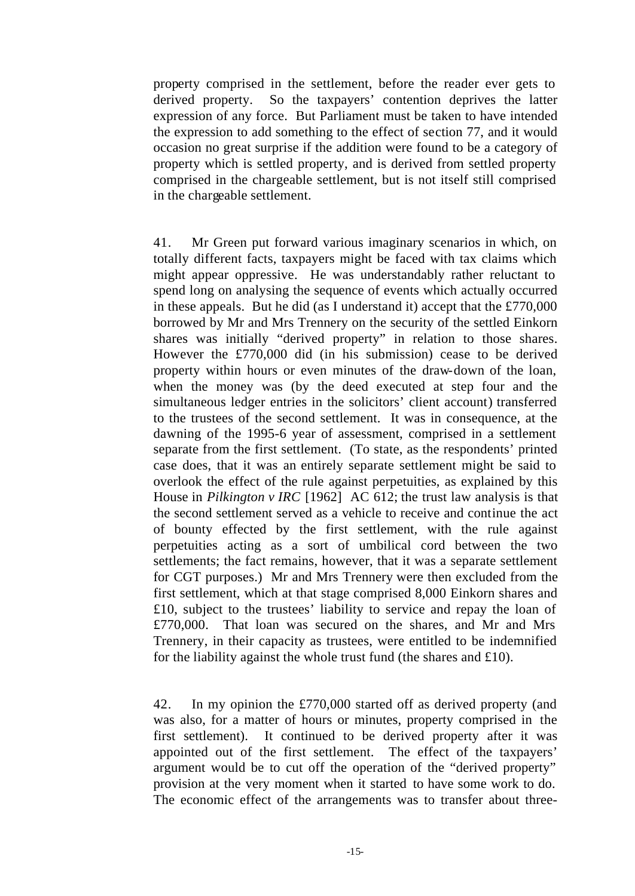property comprised in the settlement, before the reader ever gets to derived property. So the taxpayers' contention deprives the latter expression of any force. But Parliament must be taken to have intended the expression to add something to the effect of section 77, and it would occasion no great surprise if the addition were found to be a category of property which is settled property, and is derived from settled property comprised in the chargeable settlement, but is not itself still comprised in the chargeable settlement.

41. Mr Green put forward various imaginary scenarios in which, on totally different facts, taxpayers might be faced with tax claims which might appear oppressive. He was understandably rather reluctant to spend long on analysing the sequence of events which actually occurred in these appeals. But he did (as I understand it) accept that the £770,000 borrowed by Mr and Mrs Trennery on the security of the settled Einkorn shares was initially "derived property" in relation to those shares. However the £770,000 did (in his submission) cease to be derived property within hours or even minutes of the draw-down of the loan, when the money was (by the deed executed at step four and the simultaneous ledger entries in the solicitors' client account) transferred to the trustees of the second settlement. It was in consequence, at the dawning of the 1995-6 year of assessment, comprised in a settlement separate from the first settlement. (To state, as the respondents' printed case does, that it was an entirely separate settlement might be said to overlook the effect of the rule against perpetuities, as explained by this House in *Pilkington v IRC* [1962] AC 612; the trust law analysis is that the second settlement served as a vehicle to receive and continue the act of bounty effected by the first settlement, with the rule against perpetuities acting as a sort of umbilical cord between the two settlements; the fact remains, however, that it was a separate settlement for CGT purposes.) Mr and Mrs Trennery were then excluded from the first settlement, which at that stage comprised 8,000 Einkorn shares and £10, subject to the trustees' liability to service and repay the loan of £770,000. That loan was secured on the shares, and Mr and Mrs Trennery, in their capacity as trustees, were entitled to be indemnified for the liability against the whole trust fund (the shares and £10).

42. In my opinion the £770,000 started off as derived property (and was also, for a matter of hours or minutes, property comprised in the first settlement). It continued to be derived property after it was appointed out of the first settlement. The effect of the taxpayers' argument would be to cut off the operation of the "derived property" provision at the very moment when it started to have some work to do. The economic effect of the arrangements was to transfer about three-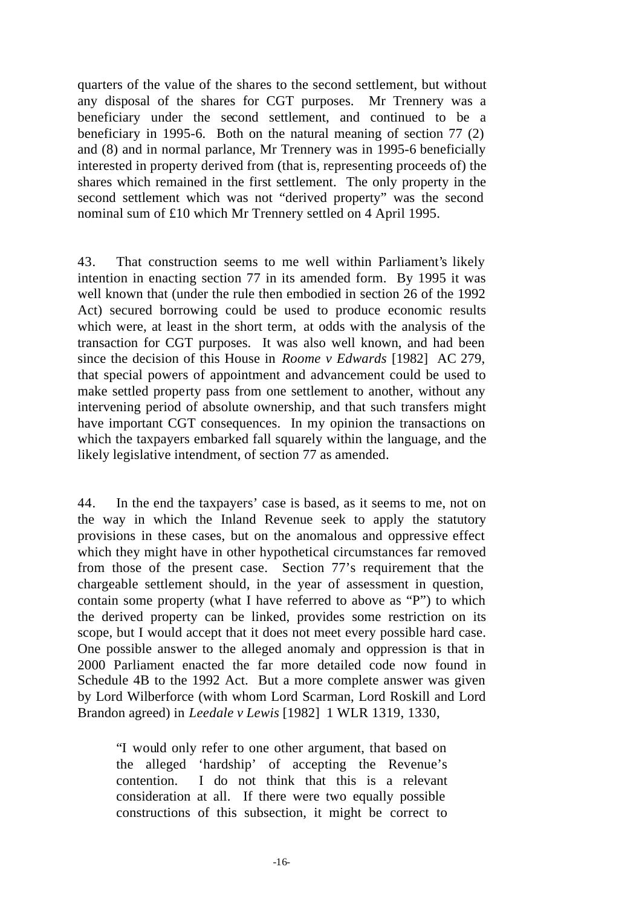quarters of the value of the shares to the second settlement, but without any disposal of the shares for CGT purposes. Mr Trennery was a beneficiary under the second settlement, and continued to be a beneficiary in 1995-6. Both on the natural meaning of section 77 (2) and (8) and in normal parlance, Mr Trennery was in 1995-6 beneficially interested in property derived from (that is, representing proceeds of) the shares which remained in the first settlement. The only property in the second settlement which was not "derived property" was the second nominal sum of £10 which Mr Trennery settled on 4 April 1995.

43. That construction seems to me well within Parliament's likely intention in enacting section 77 in its amended form. By 1995 it was well known that (under the rule then embodied in section 26 of the 1992 Act) secured borrowing could be used to produce economic results which were, at least in the short term, at odds with the analysis of the transaction for CGT purposes. It was also well known, and had been since the decision of this House in *Roome v Edwards* [1982] AC 279, that special powers of appointment and advancement could be used to make settled property pass from one settlement to another, without any intervening period of absolute ownership, and that such transfers might have important CGT consequences. In my opinion the transactions on which the taxpayers embarked fall squarely within the language, and the likely legislative intendment, of section 77 as amended.

44. In the end the taxpayers' case is based, as it seems to me, not on the way in which the Inland Revenue seek to apply the statutory provisions in these cases, but on the anomalous and oppressive effect which they might have in other hypothetical circumstances far removed from those of the present case. Section 77's requirement that the chargeable settlement should, in the year of assessment in question, contain some property (what I have referred to above as "P") to which the derived property can be linked, provides some restriction on its scope, but I would accept that it does not meet every possible hard case. One possible answer to the alleged anomaly and oppression is that in 2000 Parliament enacted the far more detailed code now found in Schedule 4B to the 1992 Act. But a more complete answer was given by Lord Wilberforce (with whom Lord Scarman, Lord Roskill and Lord Brandon agreed) in *Leedale v Lewis* [1982] 1 WLR 1319, 1330,

> "I would only refer to one other argument, that based on the alleged 'hardship' of accepting the Revenue's contention. I do not think that this is a relevant consideration at all. If there were two equally possible constructions of this subsection, it might be correct to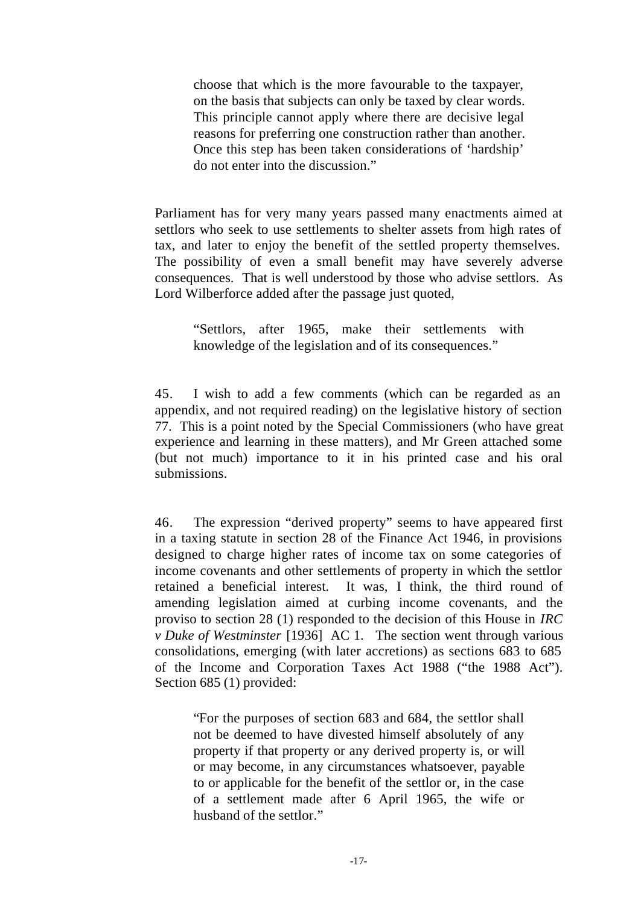> choose that which is the more favourable to the taxpayer, on the basis that subjects can only be taxed by clear words. This principle cannot apply where there are decisive legal reasons for preferring one construction rather than another. Once this step has been taken considerations of 'hardship' do not enter into the discussion."

Parliament has for very many years passed many enactments aimed at settlors who seek to use settlements to shelter assets from high rates of tax, and later to enjoy the benefit of the settled property themselves. The possibility of even a small benefit may have severely adverse consequences. That is well understood by those who advise settlors. As Lord Wilberforce added after the passage just quoted,

> "Settlors, after 1965, make their settlements with knowledge of the legislation and of its consequences."

45. I wish to add a few comments (which can be regarded as an appendix, and not required reading) on the legislative history of section 77. This is a point noted by the Special Commissioners (who have great experience and learning in these matters), and Mr Green attached some (but not much) importance to it in his printed case and his oral submissions.

46. The expression "derived property" seems to have appeared first in a taxing statute in section 28 of the Finance Act 1946, in provisions designed to charge higher rates of income tax on some categories of income covenants and other settlements of property in which the settlor retained a beneficial interest. It was, I think, the third round of amending legislation aimed at curbing income covenants, and the proviso to section 28 (1) responded to the decision of this House in *IRC v Duke of Westminster* [1936] AC 1. The section went through various consolidations, emerging (with later accretions) as sections 683 to 685 of the Income and Corporation Taxes Act 1988 ("the 1988 Act"). Section 685 (1) provided:

> "For the purposes of section 683 and 684, the settlor shall not be deemed to have divested himself absolutely of any property if that property or any derived property is, or will or may become, in any circumstances whatsoever, payable to or applicable for the benefit of the settlor or, in the case of a settlement made after 6 April 1965, the wife or husband of the settlor."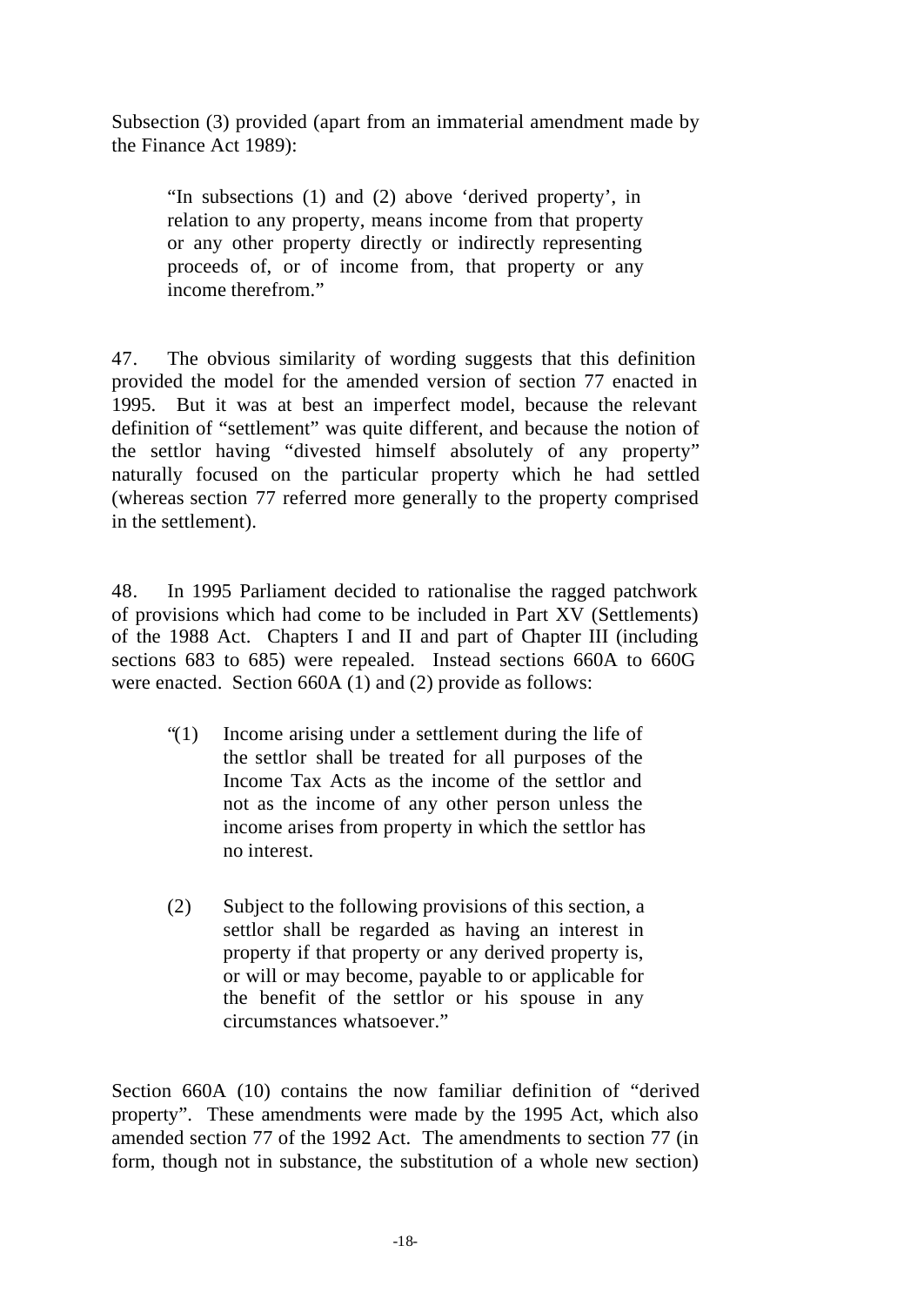Subsection (3) provided (apart from an immaterial amendment made by the Finance Act 1989):

> "In subsections (1) and (2) above 'derived property', in relation to any property, means income from that property or any other property directly or indirectly representing proceeds of, or of income from, that property or any income therefrom."

47. The obvious similarity of wording suggests that this definition provided the model for the amended version of section 77 enacted in 1995. But it was at best an imperfect model, because the relevant definition of "settlement" was quite different, and because the notion of the settlor having "divested himself absolutely of any property" naturally focused on the particular property which he had settled (whereas section 77 referred more generally to the property comprised in the settlement).

48. In 1995 Parliament decided to rationalise the ragged patchwork of provisions which had come to be included in Part XV (Settlements) of the 1988 Act. Chapters I and II and part of Chapter III (including sections 683 to 685) were repealed. Instead sections 660A to 660G were enacted. Section 660A (1) and (2) provide as follows:

> "(1) Income arising under a settlement during the life of the settlor shall be treated for all purposes of the Income Tax Acts as the income of the settlor and not as the income of any other person unless the income arises from property in which the settlor has no interest.
>
> (2) Subject to the following provisions of this section, a settlor shall be regarded as having an interest in property if that property or any derived property is, or will or may become, payable to or applicable for the benefit of the settlor or his spouse in any circumstances whatsoever."

Section 660A (10) contains the now familiar definition of "derived property". These amendments were made by the 1995 Act, which also amended section 77 of the 1992 Act. The amendments to section 77 (in form, though not in substance, the substitution of a whole new section)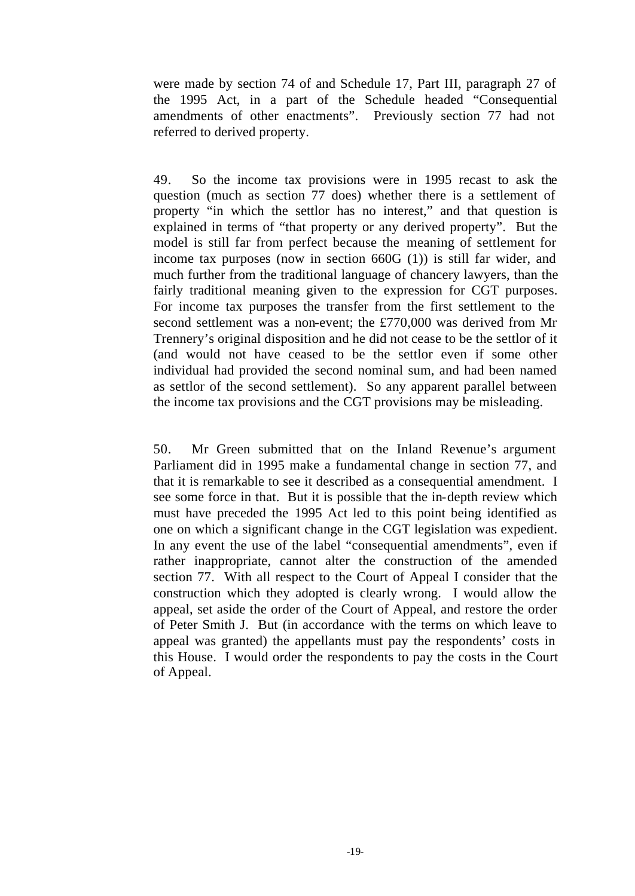were made by section 74 of and Schedule 17, Part III, paragraph 27 of the 1995 Act, in a part of the Schedule headed "Consequential amendments of other enactments". Previously section 77 had not referred to derived property.

49. So the income tax provisions were in 1995 recast to ask the question (much as section 77 does) whether there is a settlement of property "in which the settlor has no interest," and that question is explained in terms of "that property or any derived property". But the model is still far from perfect because the meaning of settlement for income tax purposes (now in section 660G (1)) is still far wider, and much further from the traditional language of chancery lawyers, than the fairly traditional meaning given to the expression for CGT purposes. For income tax purposes the transfer from the first settlement to the second settlement was a non-event; the £770,000 was derived from Mr Trennery's original disposition and he did not cease to be the settlor of it (and would not have ceased to be the settlor even if some other individual had provided the second nominal sum, and had been named as settlor of the second settlement). So any apparent parallel between the income tax provisions and the CGT provisions may be misleading.

50. Mr Green submitted that on the Inland Revenue's argument Parliament did in 1995 make a fundamental change in section 77, and that it is remarkable to see it described as a consequential amendment. I see some force in that. But it is possible that the in-depth review which must have preceded the 1995 Act led to this point being identified as one on which a significant change in the CGT legislation was expedient. In any event the use of the label "consequential amendments", even if rather inappropriate, cannot alter the construction of the amended section 77. With all respect to the Court of Appeal I consider that the construction which they adopted is clearly wrong. I would allow the appeal, set aside the order of the Court of Appeal, and restore the order of Peter Smith J. But (in accordance with the terms on which leave to appeal was granted) the appellants must pay the respondents' costs in this House. I would order the respondents to pay the costs in the Court of Appeal.